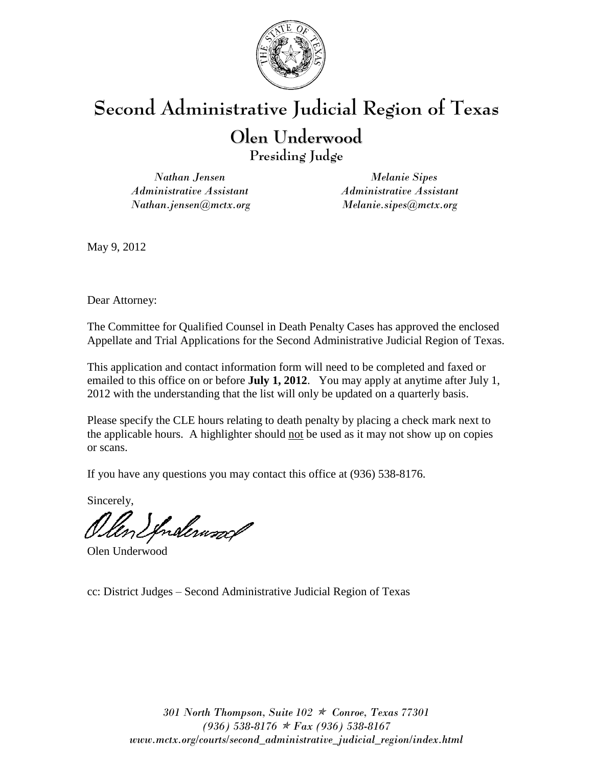# Second Administrative Judicial Region of Texas

## Olen Underwood

### Presiding Judge

*Nathan Jensen*
*Administrative Assistant*
*Nathan.jensen@mctx.org*

*Melanie Sipes*
*Administrative Assistant*
*Melanie.sipes@mctx.org*

May 9, 2012

Dear Attorney:

The Committee for Qualified Counsel in Death Penalty Cases has approved the enclosed Appellate and Trial Applications for the Second Administrative Judicial Region of Texas.

This application and contact information form will need to be completed and faxed or emailed to this office on or before **July 1, 2012**. You may apply at anytime after July 1, 2012 with the understanding that the list will only be updated on a quarterly basis.

Please specify the CLE hours relating to death penalty by placing a check mark next to the applicable hours. A highlighter should <u>not</u> be used as it may not show up on copies or scans.

If you have any questions you may contact this office at (936) 538-8176.

Sincerely,

Olen Underwood

cc: District Judges – Second Administrative Judicial Region of Texas

*301 North Thompson, Suite 102 ✯ Conroe, Texas 77301*
*(936) 538-8176 ✯ Fax (936) 538-8167*
*www.mctx.org/courts/second_administrative_judicial_region/index.html*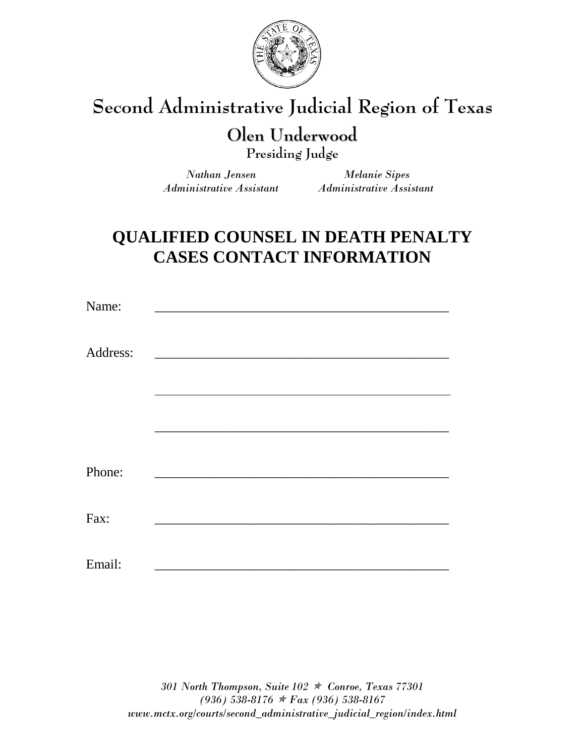# Second Administrative Judicial Region of Texas

## Olen Underwood

**Presiding Judge**

*Nathan Jensen*
*Administrative Assistant*

*Melanie Sipes*
*Administrative Assistant*

# QUALIFIED COUNSEL IN DEATH PENALTY CASES CONTACT INFORMATION

Name: ___________________________________________

Address: ___________________________________________

___________________________________________

___________________________________________

Phone: ___________________________________________

Fax: ___________________________________________

Email: ___________________________________________

*301 North Thompson, Suite 102 ✯ Conroe, Texas 77301*
*(936) 538-8176 ✯ Fax (936) 538-8167*
*www.mctx.org/courts/second_administrative_judicial_region/index.html*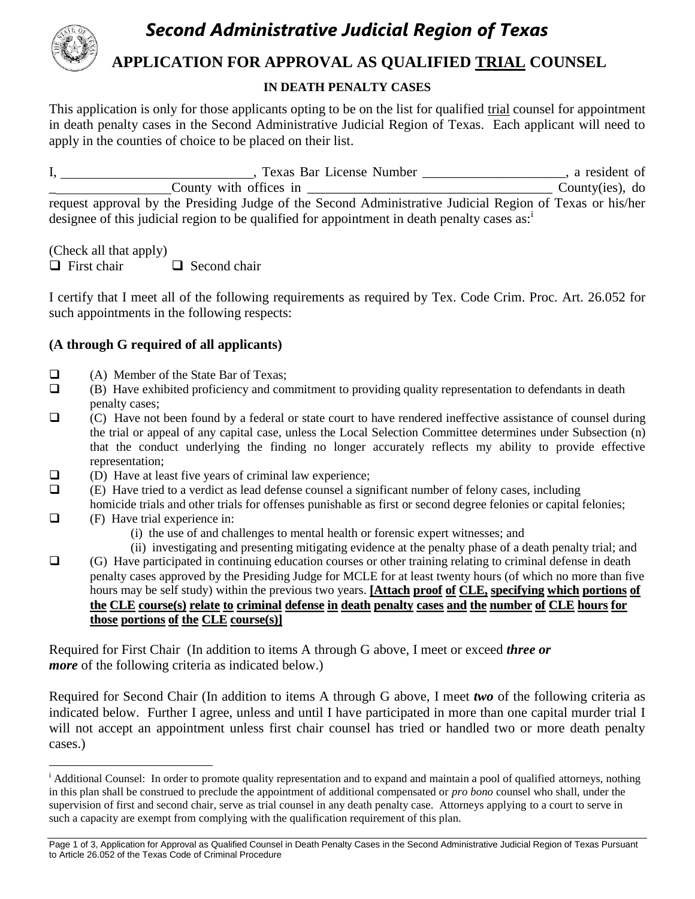# *Second Administrative Judicial Region of Texas*

## APPLICATION FOR APPROVAL AS QUALIFIED TRIAL COUNSEL

### IN DEATH PENALTY CASES

This application is only for those applicants opting to be on the list for qualified trial counsel for appointment in death penalty cases in the Second Administrative Judicial Region of Texas. Each applicant will need to apply in the counties of choice to be placed on their list.

I, \_\_\_\_\_\_\_\_\_\_\_\_\_\_\_\_\_\_\_\_\_\_\_\_\_\_\_\_\_\_, Texas Bar License Number \_\_\_\_\_\_\_\_\_\_\_\_\_\_\_\_\_\_\_\_\_\_, a resident of \_\_\_\_\_\_\_\_\_\_\_\_\_\_\_\_\_\_\_County with offices in \_\_\_\_\_\_\_\_\_\_\_\_\_\_\_\_\_\_\_\_\_\_\_\_\_\_\_\_\_\_\_\_\_\_\_\_\_\_ County(ies), do request approval by the Presiding Judge of the Second Administrative Judicial Region of Texas or his/her designee of this judicial region to be qualified for appointment in death penalty cases as:[i]

(Check all that apply)

❑ First chair ❑ Second chair

I certify that I meet all of the following requirements as required by Tex. Code Crim. Proc. Art. 26.052 for such appointments in the following respects:

**(A through G required of all applicants)**

- ❑ (A) Member of the State Bar of Texas;
- ❑ (B) Have exhibited proficiency and commitment to providing quality representation to defendants in death penalty cases;
- ❑ (C) Have not been found by a federal or state court to have rendered ineffective assistance of counsel during the trial or appeal of any capital case, unless the Local Selection Committee determines under Subsection (n) that the conduct underlying the finding no longer accurately reflects my ability to provide effective representation;
- ❑ (D) Have at least five years of criminal law experience;
- ❑ (E) Have tried to a verdict as lead defense counsel a significant number of felony cases, including homicide trials and other trials for offenses punishable as first or second degree felonies or capital felonies;
- ❑ (F) Have trial experience in:
  - (i) the use of and challenges to mental health or forensic expert witnesses; and
  - (ii) investigating and presenting mitigating evidence at the penalty phase of a death penalty trial; and
- ❑ (G) Have participated in continuing education courses or other training relating to criminal defense in death penalty cases approved by the Presiding Judge for MCLE for at least twenty hours (of which no more than five hours may be self study) within the previous two years. **[Attach proof of CLE, specifying which portions of the CLE course(s) relate to criminal defense in death penalty cases and the number of CLE hours for those portions of the CLE course(s)]**

Required for First Chair (In addition to items A through G above, I meet or exceed ***three or more*** of the following criteria as indicated below.)

Required for Second Chair (In addition to items A through G above, I meet ***two*** of the following criteria as indicated below. Further I agree, unless and until I have participated in more than one capital murder trial I will not accept an appointment unless first chair counsel has tried or handled two or more death penalty cases.)

---

[i] Additional Counsel: In order to promote quality representation and to expand and maintain a pool of qualified attorneys, nothing in this plan shall be construed to preclude the appointment of additional compensated or *pro bono* counsel who shall, under the supervision of first and second chair, serve as trial counsel in any death penalty case. Attorneys applying to a court to serve in such a capacity are exempt from complying with the qualification requirement of this plan.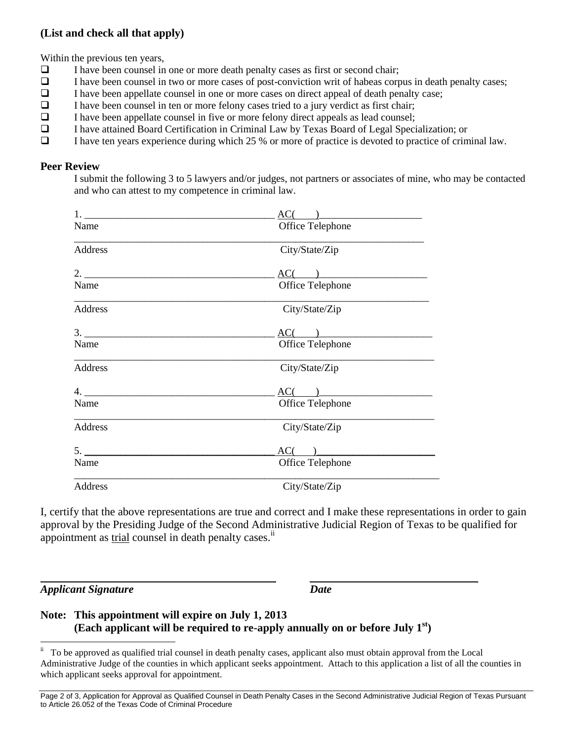**(List and check all that apply)**

Within the previous ten years,

- ☐ I have been counsel in one or more death penalty cases as first or second chair;
- ☐ I have been counsel in two or more cases of post-conviction writ of habeas corpus in death penalty cases;
- ☐ I have been appellate counsel in one or more cases on direct appeal of death penalty case;
- ☐ I have been counsel in ten or more felony cases tried to a jury verdict as first chair;
- ☐ I have been appellate counsel in five or more felony direct appeals as lead counsel;
- ☐ I have attained Board Certification in Criminal Law by Texas Board of Legal Specialization; or
- ☐ I have ten years experience during which 25 % or more of practice is devoted to practice of criminal law.

### Peer Review

I submit the following 3 to 5 lawyers and/or judges, not partners or associates of mine, who may be contacted and who can attest to my competence in criminal law.

1. ____________________________________ AC(____)____________________
Name Office Telephone

______________________________________________________________________
Address City/State/Zip

2. ____________________________________ AC(____)____________________
Name Office Telephone

______________________________________________________________________
Address City/State/Zip

3. ____________________________________ AC(____)____________________
Name Office Telephone

______________________________________________________________________
Address City/State/Zip

4. ____________________________________ AC(____)____________________
Name Office Telephone

______________________________________________________________________
Address City/State/Zip

5. ____________________________________ AC(____)____________________
Name Office Telephone

______________________________________________________________________
Address City/State/Zip

I, certify that the above representations are true and correct and I make these representations in order to gain approval by the Presiding Judge of the Second Administrative Judicial Region of Texas to be qualified for appointment as trial counsel in death penalty cases.[ii]

________________________________________ ______________________________
***Applicant Signature*** ***Date***

**Note: This appointment will expire on July 1, 2013**
**(Each applicant will be required to re-apply annually on or before July 1st)**

[ii] To be approved as qualified trial counsel in death penalty cases, applicant also must obtain approval from the Local Administrative Judge of the counties in which applicant seeks appointment. Attach to this application a list of all the counties in which applicant seeks approval for appointment.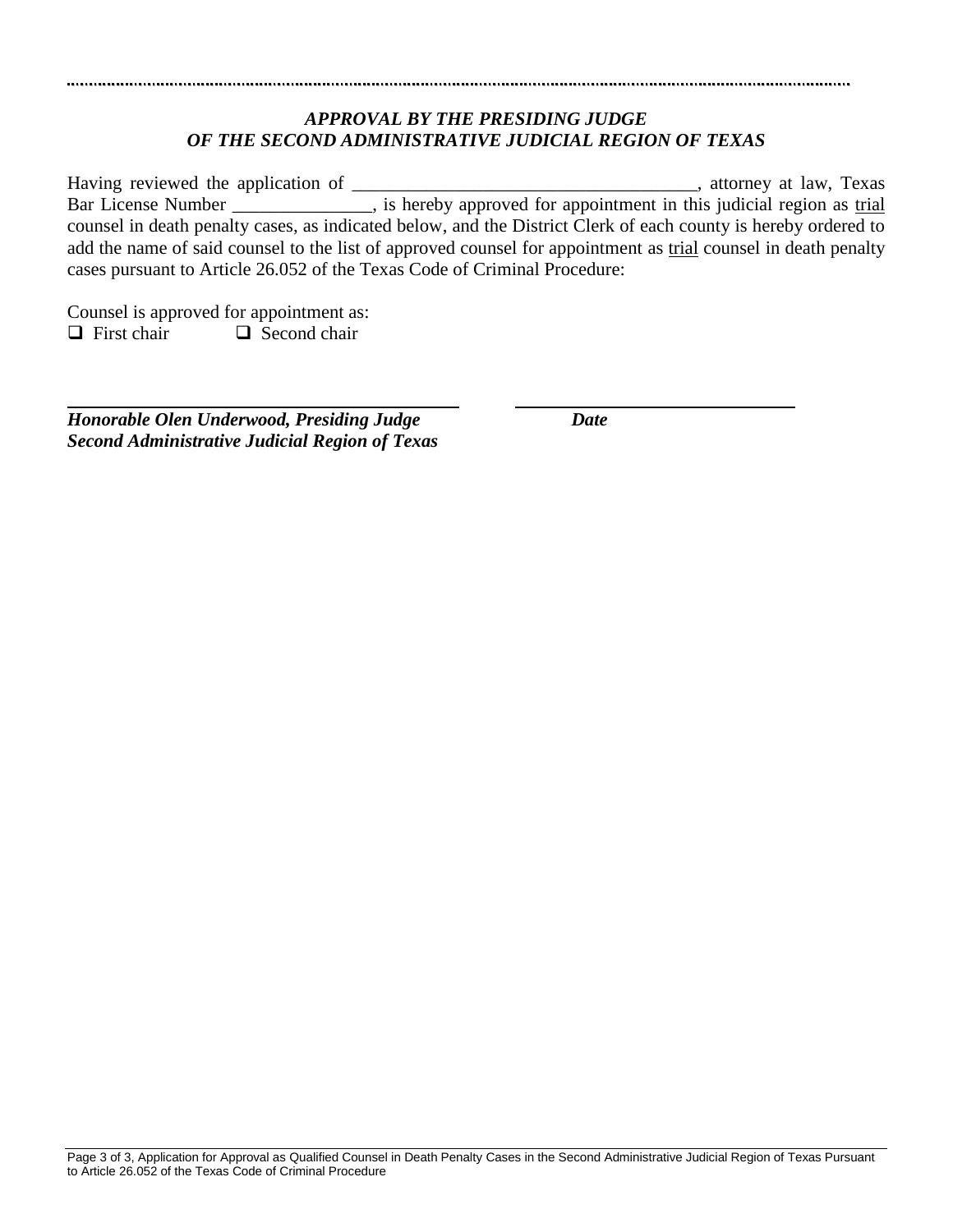## *APPROVAL BY THE PRESIDING JUDGE OF THE SECOND ADMINISTRATIVE JUDICIAL REGION OF TEXAS*

Having reviewed the application of _____________________________________, attorney at law, Texas Bar License Number _______________, is hereby approved for appointment in this judicial region as <u>trial</u> counsel in death penalty cases, as indicated below, and the District Clerk of each county is hereby ordered to add the name of said counsel to the list of approved counsel for appointment as <u>trial</u> counsel in death penalty cases pursuant to Article 26.052 of the Texas Code of Criminal Procedure:

Counsel is approved for appointment as:
- ☐ First chair
- ☐ Second chair

_________________________________ _________________________

***Honorable Olen Underwood, Presiding Judge*** ***Date***
***Second Administrative Judicial Region of Texas***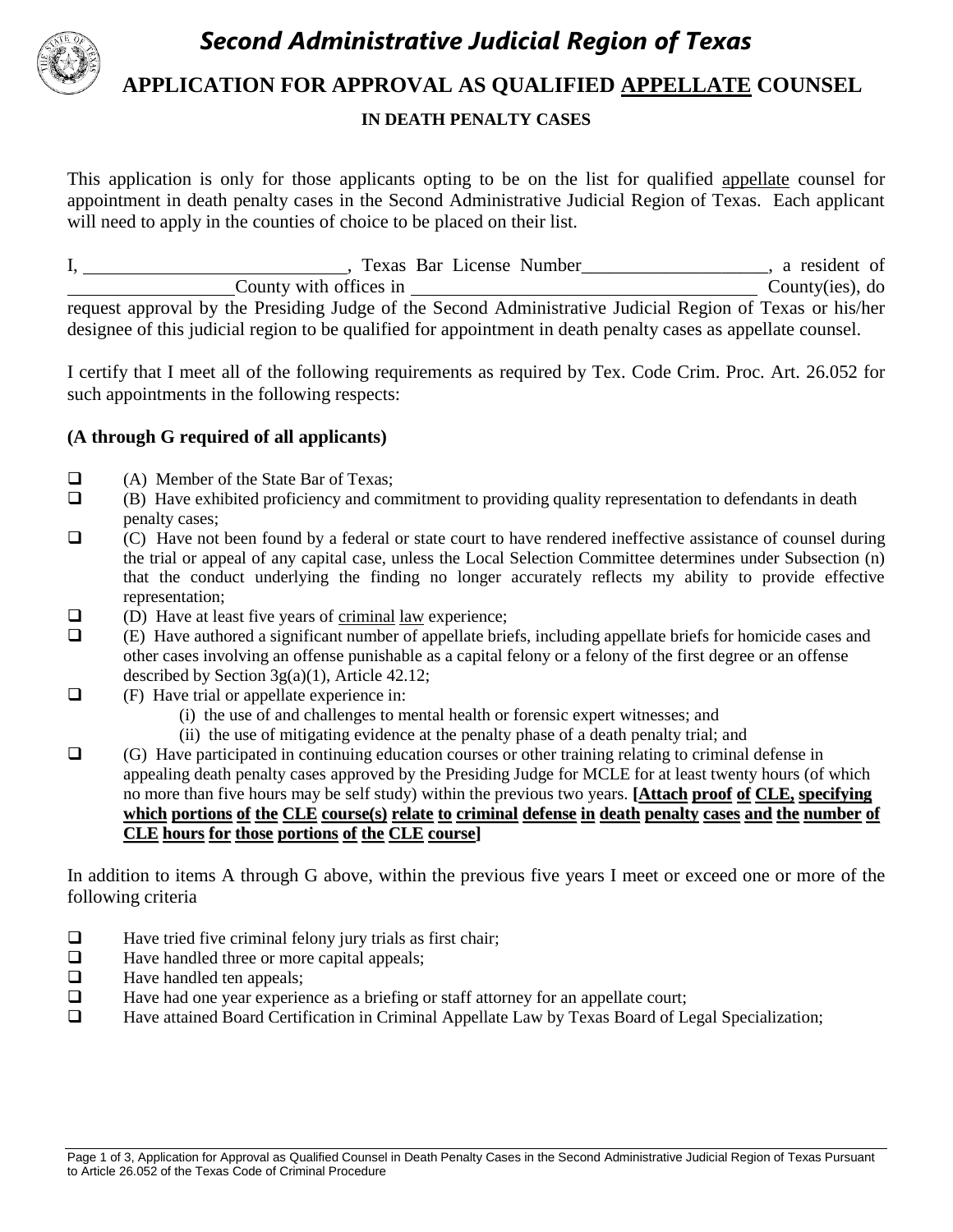# *Second Administrative Judicial Region of Texas*

## APPLICATION FOR APPROVAL AS QUALIFIED APPELLATE COUNSEL

### IN DEATH PENALTY CASES

This application is only for those applicants opting to be on the list for qualified appellate counsel for appointment in death penalty cases in the Second Administrative Judicial Region of Texas. Each applicant will need to apply in the counties of choice to be placed on their list.

I, ____________________________, Texas Bar License Number____________________, a resident of __________________County with offices in ______________________________________ County(ies), do request approval by the Presiding Judge of the Second Administrative Judicial Region of Texas or his/her designee of this judicial region to be qualified for appointment in death penalty cases as appellate counsel.

I certify that I meet all of the following requirements as required by Tex. Code Crim. Proc. Art. 26.052 for such appointments in the following respects:

**(A through G required of all applicants)**

- ☐ (A) Member of the State Bar of Texas;
- ☐ (B) Have exhibited proficiency and commitment to providing quality representation to defendants in death penalty cases;
- ☐ (C) Have not been found by a federal or state court to have rendered ineffective assistance of counsel during the trial or appeal of any capital case, unless the Local Selection Committee determines under Subsection (n) that the conduct underlying the finding no longer accurately reflects my ability to provide effective representation;
- ☐ (D) Have at least five years of criminal law experience;
- ☐ (E) Have authored a significant number of appellate briefs, including appellate briefs for homicide cases and other cases involving an offense punishable as a capital felony or a felony of the first degree or an offense described by Section 3g(a)(1), Article 42.12;
- ☐ (F) Have trial or appellate experience in:
  - (i) the use of and challenges to mental health or forensic expert witnesses; and
  - (ii) the use of mitigating evidence at the penalty phase of a death penalty trial; and
- ☐ (G) Have participated in continuing education courses or other training relating to criminal defense in appealing death penalty cases approved by the Presiding Judge for MCLE for at least twenty hours (of which no more than five hours may be self study) within the previous two years. **[Attach proof of CLE, specifying which portions of the CLE course(s) relate to criminal defense in death penalty cases and the number of CLE hours for those portions of the CLE course]**

In addition to items A through G above, within the previous five years I meet or exceed one or more of the following criteria

- ☐ Have tried five criminal felony jury trials as first chair;
- ☐ Have handled three or more capital appeals;
- ☐ Have handled ten appeals;
- ☐ Have had one year experience as a briefing or staff attorney for an appellate court;
- ☐ Have attained Board Certification in Criminal Appellate Law by Texas Board of Legal Specialization;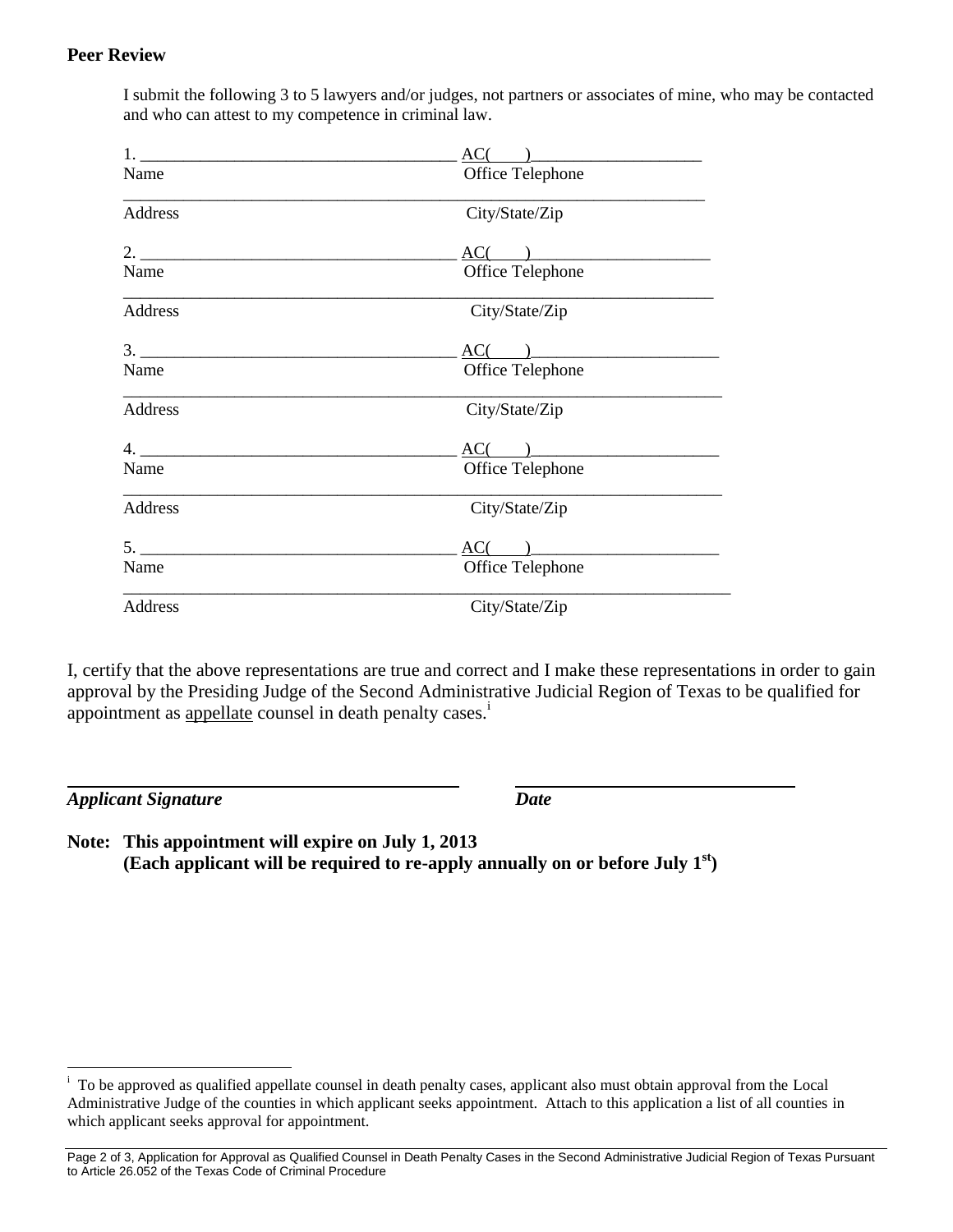**Peer Review**

I submit the following 3 to 5 lawyers and/or judges, not partners or associates of mine, who may be contacted and who can attest to my competence in criminal law.

1. ____________________________________ AC(    )____________________
Name                                                    Office Telephone

______________________________________________________________________
Address                                                 City/State/Zip

2. ____________________________________ AC(    )_____________________
Name                                                    Office Telephone

______________________________________________________________________
Address                                                 City/State/Zip

3. ____________________________________ AC(    )_____________________
Name                                                    Office Telephone

______________________________________________________________________
Address                                                 City/State/Zip

4. ____________________________________ AC(    )_____________________
Name                                                    Office Telephone

______________________________________________________________________
Address                                                 City/State/Zip

5. ____________________________________ AC(    )_____________________
Name                                                    Office Telephone

______________________________________________________________________
Address                                                 City/State/Zip

I, certify that the above representations are true and correct and I make these representations in order to gain approval by the Presiding Judge of the Second Administrative Judicial Region of Texas to be qualified for appointment as appellate counsel in death penalty cases.[i]

________________________________________          ________________________________

***Applicant Signature***                                                 ***Date***

**Note: This appointment will expire on July 1, 2013**
**(Each applicant will be required to re-apply annually on or before July 1st)**

---

[i] To be approved as qualified appellate counsel in death penalty cases, applicant also must obtain approval from the Local Administrative Judge of the counties in which applicant seeks appointment. Attach to this application a list of all counties in which applicant seeks approval for appointment.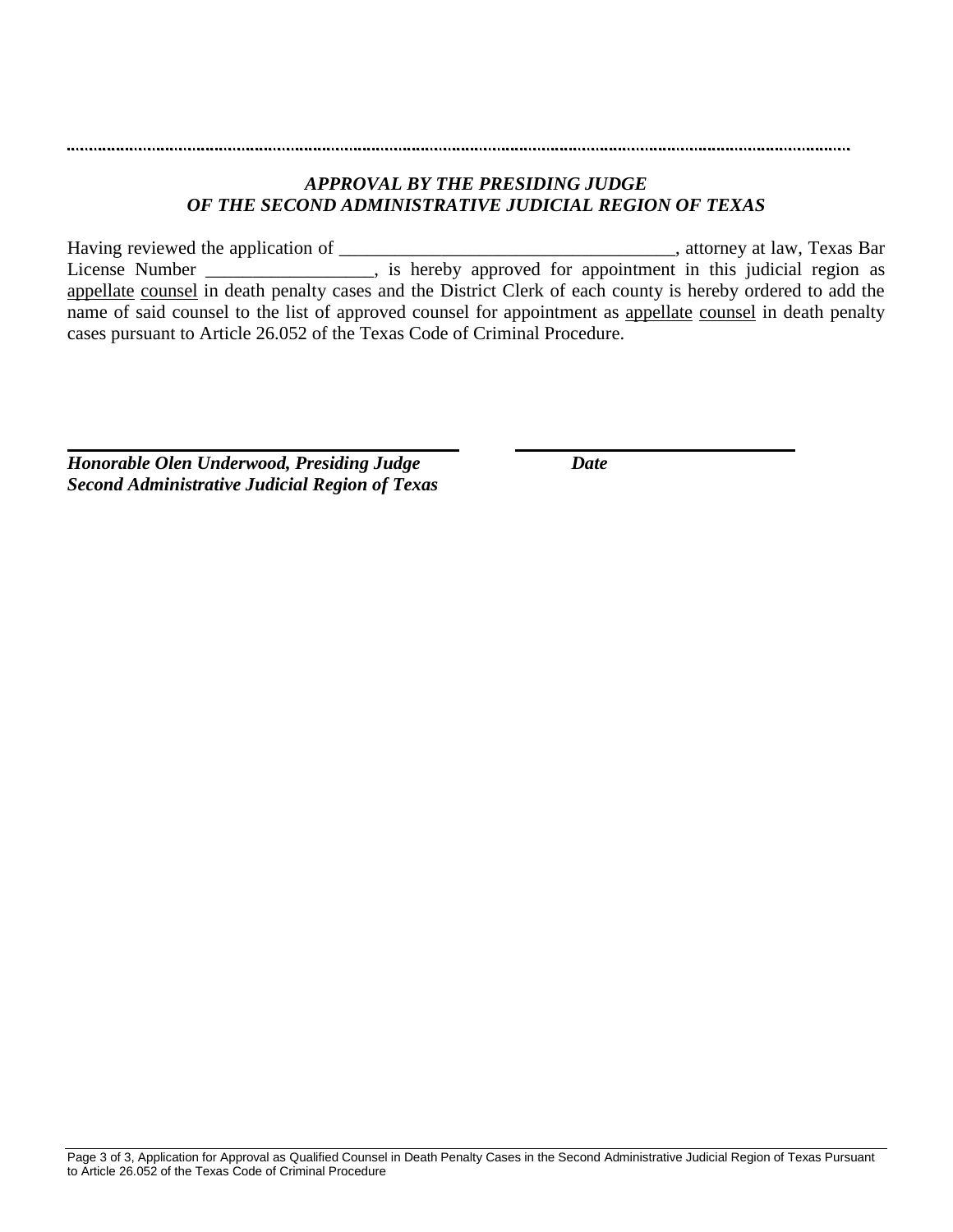---

***APPROVAL BY THE PRESIDING JUDGE***
***OF THE SECOND ADMINISTRATIVE JUDICIAL REGION OF TEXAS***

Having reviewed the application of ____________________________________, attorney at law, Texas Bar License Number __________________, is hereby approved for appointment in this judicial region as appellate counsel in death penalty cases and the District Clerk of each county is hereby ordered to add the name of said counsel to the list of approved counsel for appointment as appellate counsel in death penalty cases pursuant to Article 26.052 of the Texas Code of Criminal Procedure.

____________________________________ ____________________________

***Honorable Olen Underwood, Presiding Judge*** ***Date***
***Second Administrative Judicial Region of Texas***